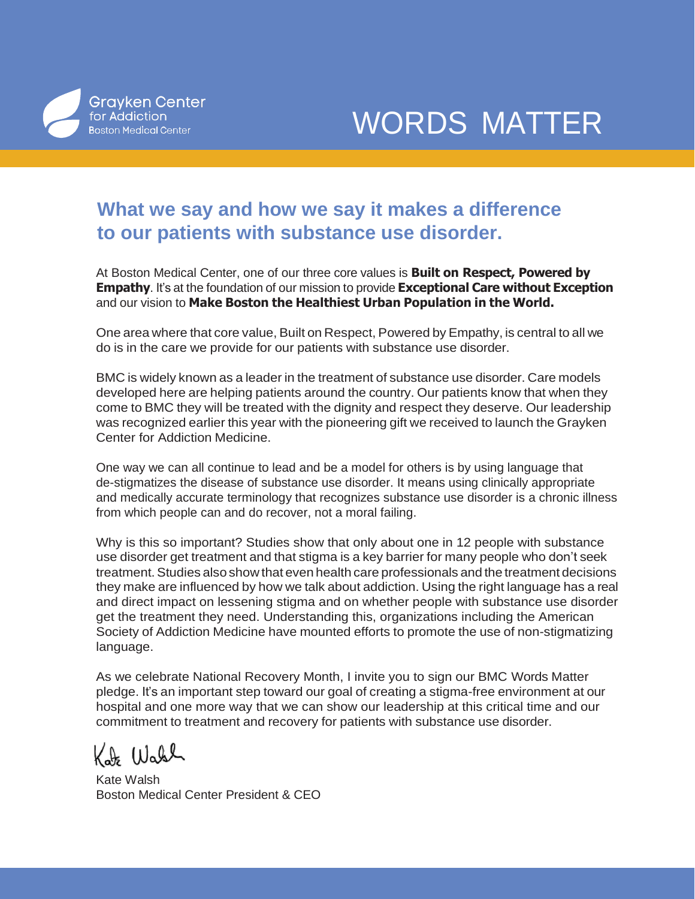Grayken Center for Addiction
Boston Medical Center

# WORDS MATTER

## What we say and how we say it makes a difference to our patients with substance use disorder.

At Boston Medical Center, one of our three core values is **Built on Respect, Powered by Empathy**. It's at the foundation of our mission to provide **Exceptional Care without Exception** and our vision to **Make Boston the Healthiest Urban Population in the World.**

One area where that core value, Built on Respect, Powered by Empathy, is central to all we do is in the care we provide for our patients with substance use disorder.

BMC is widely known as a leader in the treatment of substance use disorder. Care models developed here are helping patients around the country. Our patients know that when they come to BMC they will be treated with the dignity and respect they deserve. Our leadership was recognized earlier this year with the pioneering gift we received to launch the Grayken Center for Addiction Medicine.

One way we can all continue to lead and be a model for others is by using language that de-stigmatizes the disease of substance use disorder. It means using clinically appropriate and medically accurate terminology that recognizes substance use disorder is a chronic illness from which people can and do recover, not a moral failing.

Why is this so important? Studies show that only about one in 12 people with substance use disorder get treatment and that stigma is a key barrier for many people who don't seek treatment. Studies also show that even health care professionals and the treatment decisions they make are influenced by how we talk about addiction. Using the right language has a real and direct impact on lessening stigma and on whether people with substance use disorder get the treatment they need. Understanding this, organizations including the American Society of Addiction Medicine have mounted efforts to promote the use of non-stigmatizing language.

As we celebrate National Recovery Month, I invite you to sign our BMC Words Matter pledge. It's an important step toward our goal of creating a stigma-free environment at our hospital and one more way that we can show our leadership at this critical time and our commitment to treatment and recovery for patients with substance use disorder.

Kate Walsh

Kate Walsh
Boston Medical Center President & CEO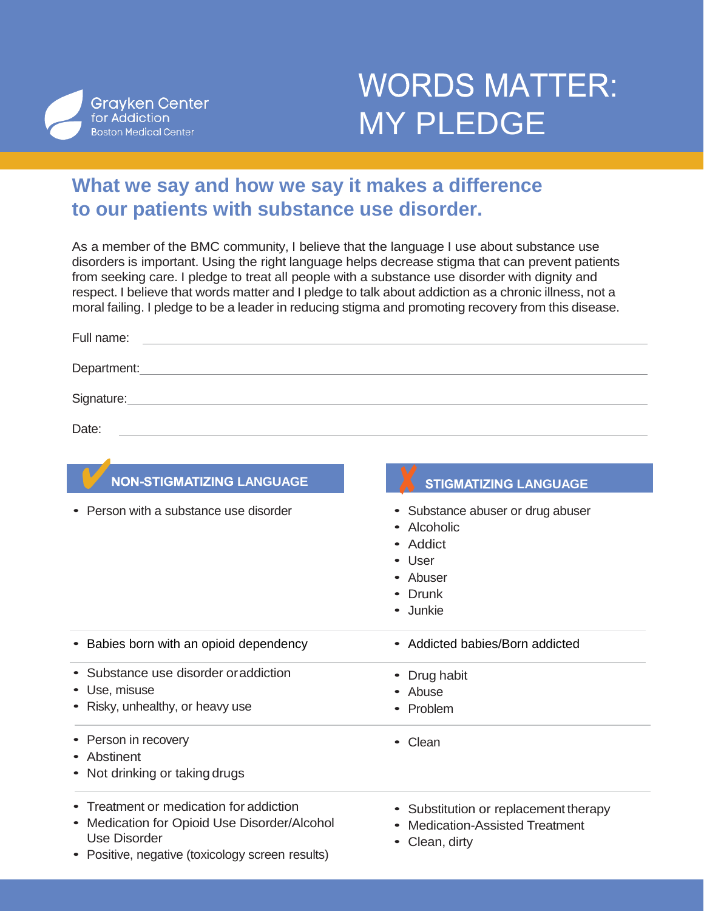Grayken Center for Addiction
Boston Medical Center

# WORDS MATTER: MY PLEDGE

## What we say and how we say it makes a difference to our patients with substance use disorder.

As a member of the BMC community, I believe that the language I use about substance use disorders is important. Using the right language helps decrease stigma that can prevent patients from seeking care. I pledge to treat all people with a substance use disorder with dignity and respect. I believe that words matter and I pledge to talk about addiction as a chronic illness, not a moral failing. I pledge to be a leader in reducing stigma and promoting recovery from this disease.

Full name: \_\_\_\_\_\_\_\_\_\_\_\_\_\_\_\_\_\_\_\_

Department: \_\_\_\_\_\_\_\_\_\_\_\_\_\_\_\_\_\_\_\_

Signature: \_\_\_\_\_\_\_\_\_\_\_\_\_\_\_\_\_\_\_\_

Date: \_\_\_\_\_\_\_\_\_\_\_\_\_\_\_\_\_\_\_\_

| ✔ NON-STIGMATIZING LANGUAGE | ✘ STIGMATIZING LANGUAGE |
|---|---|
| • Person with a substance use disorder | • Substance abuser or drug abuser<br>• Alcoholic<br>• Addict<br>• User<br>• Abuser<br>• Drunk<br>• Junkie |
| • Babies born with an opioid dependency | • Addicted babies/Born addicted |
| • Substance use disorder or addiction<br>• Use, misuse<br>• Risky, unhealthy, or heavy use | • Drug habit<br>• Abuse<br>• Problem |
| • Person in recovery<br>• Abstinent<br>• Not drinking or taking drugs | • Clean |
| • Treatment or medication for addiction<br>• Medication for Opioid Use Disorder/Alcohol Use Disorder<br>• Positive, negative (toxicology screen results) | • Substitution or replacement therapy<br>• Medication-Assisted Treatment<br>• Clean, dirty |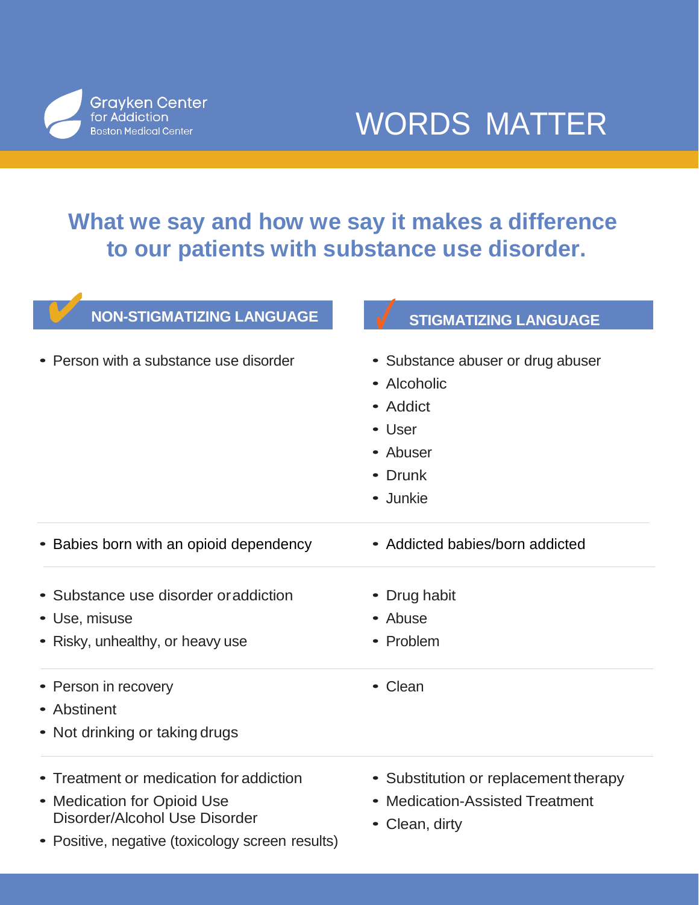Grayken Center for Addiction
Boston Medical Center

# WORDS MATTER

## What we say and how we say it makes a difference to our patients with substance use disorder.

| NON-STIGMATIZING LANGUAGE | STIGMATIZING LANGUAGE |
|---|---|
| • Person with a substance use disorder | • Substance abuser or drug abuser<br>• Alcoholic<br>• Addict<br>• User<br>• Abuser<br>• Drunk<br>• Junkie |
| • Babies born with an opioid dependency | • Addicted babies/born addicted |
| • Substance use disorder or addiction<br>• Use, misuse<br>• Risky, unhealthy, or heavy use | • Drug habit<br>• Abuse<br>• Problem |
| • Person in recovery<br>• Abstinent<br>• Not drinking or taking drugs | • Clean |
| • Treatment or medication for addiction<br>• Medication for Opioid Use Disorder/Alcohol Use Disorder<br>• Positive, negative (toxicology screen results) | • Substitution or replacement therapy<br>• Medication-Assisted Treatment<br>• Clean, dirty |